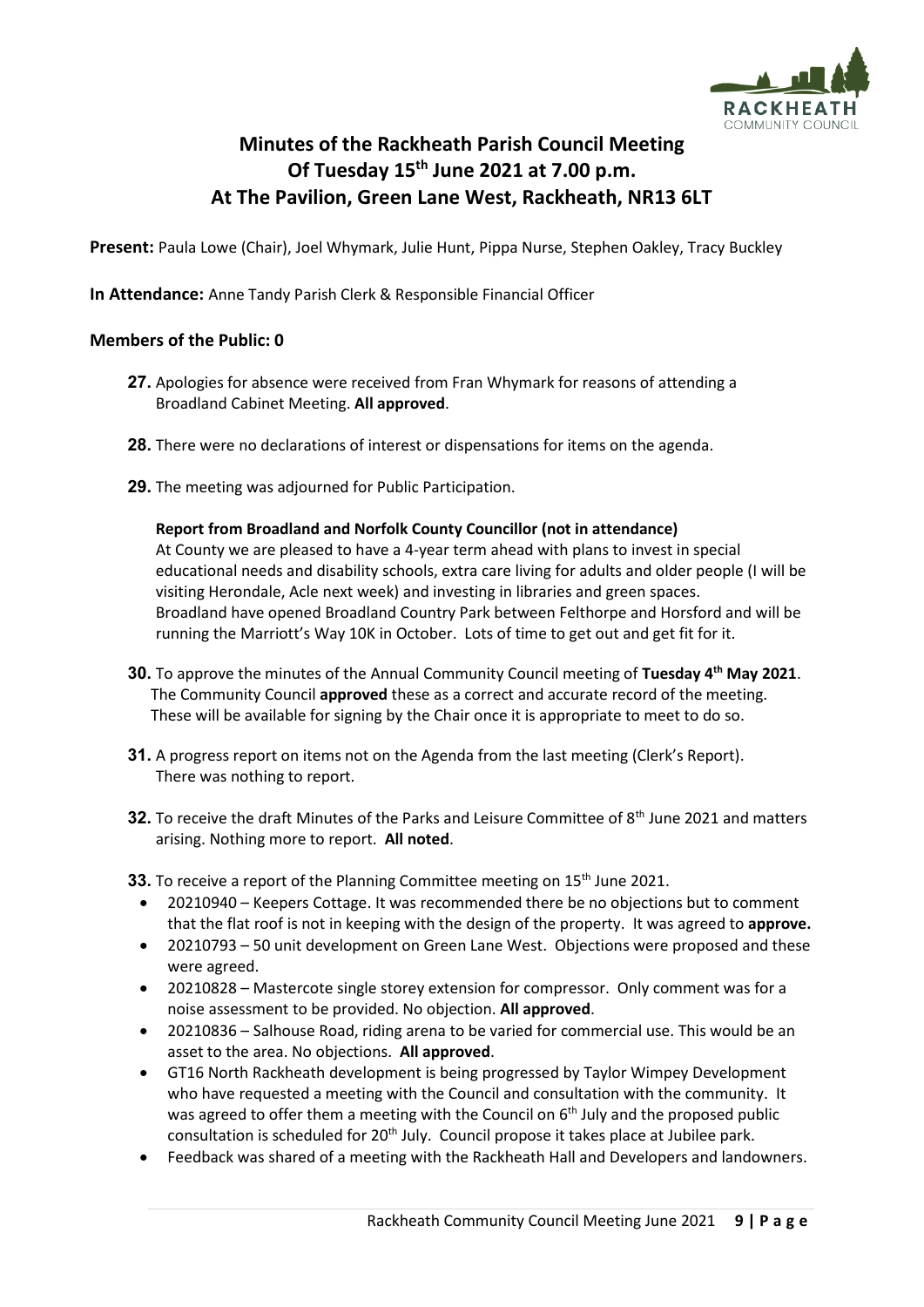# Minutes of the Rackheath Parish Council Meeting
# Of Tuesday 15th June 2021 at 7.00 p.m.
# At The Pavilion, Green Lane West, Rackheath, NR13 6LT

**Present:** Paula Lowe (Chair), Joel Whymark, Julie Hunt, Pippa Nurse, Stephen Oakley, Tracy Buckley

**In Attendance:** Anne Tandy Parish Clerk & Responsible Financial Officer

**Members of the Public: 0**

**27.** Apologies for absence were received from Fran Whymark for reasons of attending a Broadland Cabinet Meeting. **All approved**.

**28.** There were no declarations of interest or dispensations for items on the agenda.

**29.** The meeting was adjourned for Public Participation.

**Report from Broadland and Norfolk County Councillor (not in attendance)**
At County we are pleased to have a 4-year term ahead with plans to invest in special educational needs and disability schools, extra care living for adults and older people (I will be visiting Herondale, Acle next week) and investing in libraries and green spaces.
Broadland have opened Broadland Country Park between Felthorpe and Horsford and will be running the Marriott's Way 10K in October. Lots of time to get out and get fit for it.

**30.** To approve the minutes of the Annual Community Council meeting of **Tuesday 4th May 2021**. The Community Council **approved** these as a correct and accurate record of the meeting. These will be available for signing by the Chair once it is appropriate to meet to do so.

**31.** A progress report on items not on the Agenda from the last meeting (Clerk's Report). There was nothing to report.

**32.** To receive the draft Minutes of the Parks and Leisure Committee of 8th June 2021 and matters arising. Nothing more to report. **All noted**.

**33.** To receive a report of the Planning Committee meeting on 15th June 2021.

- 20210940 – Keepers Cottage. It was recommended there be no objections but to comment that the flat roof is not in keeping with the design of the property. It was agreed to **approve.**
- 20210793 – 50 unit development on Green Lane West. Objections were proposed and these were agreed.
- 20210828 – Mastercote single storey extension for compressor. Only comment was for a noise assessment to be provided. No objection. **All approved**.
- 20210836 – Salhouse Road, riding arena to be varied for commercial use. This would be an asset to the area. No objections. **All approved**.
- GT16 North Rackheath development is being progressed by Taylor Wimpey Development who have requested a meeting with the Council and consultation with the community. It was agreed to offer them a meeting with the Council on 6th July and the proposed public consultation is scheduled for 20th July. Council propose it takes place at Jubilee park.
- Feedback was shared of a meeting with the Rackheath Hall and Developers and landowners.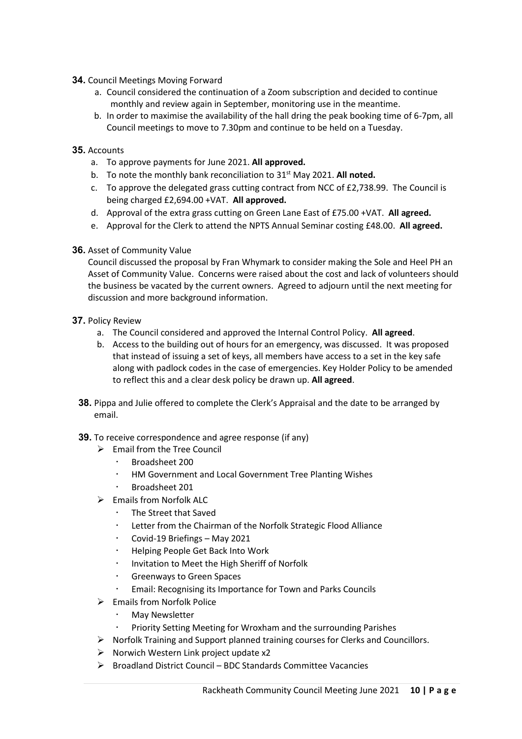**34.** Council Meetings Moving Forward

a. Council considered the continuation of a Zoom subscription and decided to continue monthly and review again in September, monitoring use in the meantime.
b. In order to maximise the availability of the hall dring the peak booking time of 6-7pm, all Council meetings to move to 7.30pm and continue to be held on a Tuesday.

**35.** Accounts

a. To approve payments for June 2021. **All approved.**
b. To note the monthly bank reconciliation to 31st May 2021. **All noted.**
c. To approve the delegated grass cutting contract from NCC of £2,738.99. The Council is being charged £2,694.00 +VAT. **All approved.**
d. Approval of the extra grass cutting on Green Lane East of £75.00 +VAT. **All agreed.**
e. Approval for the Clerk to attend the NPTS Annual Seminar costing £48.00. **All agreed.**

**36.** Asset of Community Value

Council discussed the proposal by Fran Whymark to consider making the Sole and Heel PH an Asset of Community Value. Concerns were raised about the cost and lack of volunteers should the business be vacated by the current owners. Agreed to adjourn until the next meeting for discussion and more background information.

**37.** Policy Review

a. The Council considered and approved the Internal Control Policy. **All agreed**.
b. Access to the building out of hours for an emergency, was discussed. It was proposed that instead of issuing a set of keys, all members have access to a set in the key safe along with padlock codes in the case of emergencies. Key Holder Policy to be amended to reflect this and a clear desk policy be drawn up. **All agreed**.

**38.** Pippa and Julie offered to complete the Clerk's Appraisal and the date to be arranged by email.

**39.** To receive correspondence and agree response (if any)

- Email from the Tree Council
  - Broadsheet 200
  - HM Government and Local Government Tree Planting Wishes
  - Broadsheet 201
- Emails from Norfolk ALC
  - The Street that Saved
  - Letter from the Chairman of the Norfolk Strategic Flood Alliance
  - Covid-19 Briefings – May 2021
  - Helping People Get Back Into Work
  - Invitation to Meet the High Sheriff of Norfolk
  - Greenways to Green Spaces
  - Email: Recognising its Importance for Town and Parks Councils
- Emails from Norfolk Police
  - May Newsletter
  - Priority Setting Meeting for Wroxham and the surrounding Parishes
- Norfolk Training and Support planned training courses for Clerks and Councillors.
- Norwich Western Link project update x2
- Broadland District Council – BDC Standards Committee Vacancies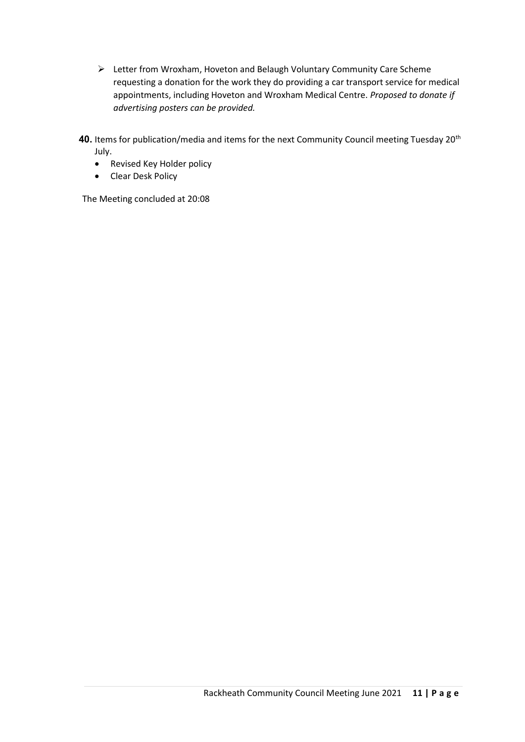- Letter from Wroxham, Hoveton and Belaugh Voluntary Community Care Scheme requesting a donation for the work they do providing a car transport service for medical appointments, including Hoveton and Wroxham Medical Centre. *Proposed to donate if advertising posters can be provided.*

**40.** Items for publication/media and items for the next Community Council meeting Tuesday 20th July.

- Revised Key Holder policy
- Clear Desk Policy

The Meeting concluded at 20:08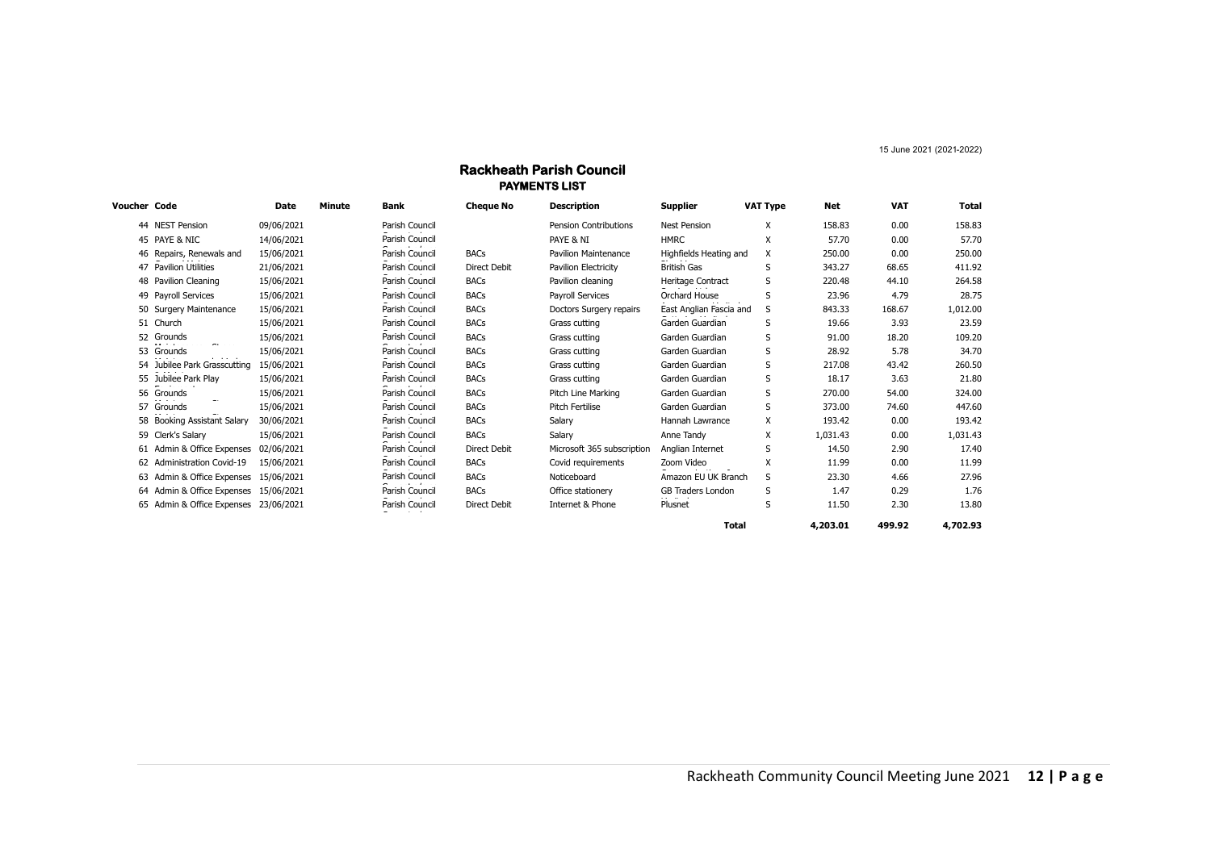15 June 2021 (2021-2022)

# Rackheath Parish Council

## PAYMENTS LIST

| Voucher | Code | Date | Minute | Bank | Cheque No | Description | Supplier | VAT Type | Net | VAT | Total |
|---|---|---|---|---|---|---|---|---|---|---|---|
| 44 | NEST Pension | 09/06/2021 | | Parish Council | | Pension Contributions | Nest Pension | X | 158.83 | 0.00 | 158.83 |
| 45 | PAYE & NIC | 14/06/2021 | | Parish Council | | PAYE & NI | HMRC | X | 57.70 | 0.00 | 57.70 |
| 46 | Repairs, Renewals and | 15/06/2021 | | Parish Council | BACs | Pavilion Maintenance | Highfields Heating and | X | 250.00 | 0.00 | 250.00 |
| 47 | Pavilion Utilities | 21/06/2021 | | Parish Council | Direct Debit | Pavilion Electricity | British Gas | S | 343.27 | 68.65 | 411.92 |
| 48 | Pavilion Cleaning | 15/06/2021 | | Parish Council | BACs | Pavilion cleaning | Heritage Contract | S | 220.48 | 44.10 | 264.58 |
| 49 | Payroll Services | 15/06/2021 | | Parish Council | BACs | Payroll Services | Orchard House | S | 23.96 | 4.79 | 28.75 |
| 50 | Surgery Maintenance | 15/06/2021 | | Parish Council | BACs | Doctors Surgery repairs | East Anglian Fascia and | S | 843.33 | 168.67 | 1,012.00 |
| 51 | Church | 15/06/2021 | | Parish Council | BACs | Grass cutting | Garden Guardian | S | 19.66 | 3.93 | 23.59 |
| 52 | Grounds | 15/06/2021 | | Parish Council | BACs | Grass cutting | Garden Guardian | S | 91.00 | 18.20 | 109.20 |
| 53 | Grounds | 15/06/2021 | | Parish Council | BACs | Grass cutting | Garden Guardian | S | 28.92 | 5.78 | 34.70 |
| 54 | Jubilee Park Grasscutting | 15/06/2021 | | Parish Council | BACs | Grass cutting | Garden Guardian | S | 217.08 | 43.42 | 260.50 |
| 55 | Jubilee Park Play | 15/06/2021 | | Parish Council | BACs | Grass cutting | Garden Guardian | S | 18.17 | 3.63 | 21.80 |
| 56 | Grounds | 15/06/2021 | | Parish Council | BACs | Pitch Line Marking | Garden Guardian | S | 270.00 | 54.00 | 324.00 |
| 57 | Grounds | 15/06/2021 | | Parish Council | BACs | Pitch Fertilise | Garden Guardian | S | 373.00 | 74.60 | 447.60 |
| 58 | Booking Assistant Salary | 30/06/2021 | | Parish Council | BACs | Salary | Hannah Lawrance | X | 193.42 | 0.00 | 193.42 |
| 59 | Clerk's Salary | 15/06/2021 | | Parish Council | BACs | Salary | Anne Tandy | X | 1,031.43 | 0.00 | 1,031.43 |
| 61 | Admin & Office Expenses | 02/06/2021 | | Parish Council | Direct Debit | Microsoft 365 subscription | Anglian Internet | S | 14.50 | 2.90 | 17.40 |
| 62 | Administration Covid-19 | 15/06/2021 | | Parish Council | BACs | Covid requirements | Zoom Video | X | 11.99 | 0.00 | 11.99 |
| 63 | Admin & Office Expenses | 15/06/2021 | | Parish Council | BACs | Noticeboard | Amazon EU UK Branch | S | 23.30 | 4.66 | 27.96 |
| 64 | Admin & Office Expenses | 15/06/2021 | | Parish Council | BACs | Office stationery | GB Traders London | S | 1.47 | 0.29 | 1.76 |
| 65 | Admin & Office Expenses | 23/06/2021 | | Parish Council | Direct Debit | Internet & Phone | Plusnet | S | 11.50 | 2.30 | 13.80 |
| | | | | | | | **Total** | | **4,203.01** | **499.92** | **4,702.93** |